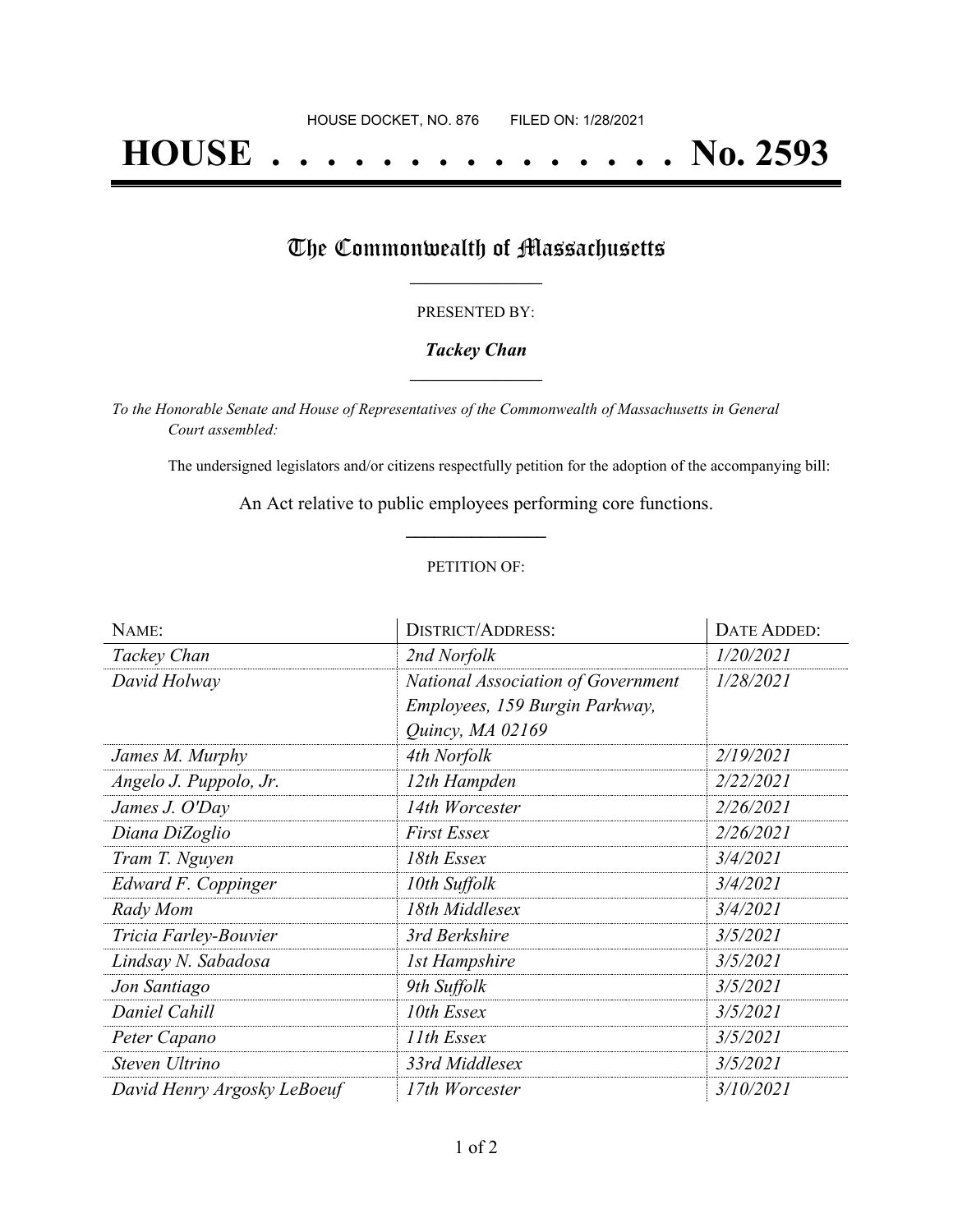HOUSE DOCKET, NO. 876 FILED ON: 1/28/2021

# HOUSE . . . . . . . . . . . . . . . No. 2593

## The Commonwealth of Massachusetts

PRESENTED BY:

***Tackey Chan***

*To the Honorable Senate and House of Representatives of the Commonwealth of Massachusetts in General Court assembled:*

The undersigned legislators and/or citizens respectfully petition for the adoption of the accompanying bill:

An Act relative to public employees performing core functions.

PETITION OF:

| NAME: | DISTRICT/ADDRESS: | DATE ADDED: |
|---|---|---|
| *Tackey Chan* | *2nd Norfolk* | *1/20/2021* |
| *David Holway* | *National Association of Government Employees, 159 Burgin Parkway, Quincy, MA 02169* | *1/28/2021* |
| *James M. Murphy* | *4th Norfolk* | *2/19/2021* |
| *Angelo J. Puppolo, Jr.* | *12th Hampden* | *2/22/2021* |
| *James J. O'Day* | *14th Worcester* | *2/26/2021* |
| *Diana DiZoglio* | *First Essex* | *2/26/2021* |
| *Tram T. Nguyen* | *18th Essex* | *3/4/2021* |
| *Edward F. Coppinger* | *10th Suffolk* | *3/4/2021* |
| *Rady Mom* | *18th Middlesex* | *3/4/2021* |
| *Tricia Farley-Bouvier* | *3rd Berkshire* | *3/5/2021* |
| *Lindsay N. Sabadosa* | *1st Hampshire* | *3/5/2021* |
| *Jon Santiago* | *9th Suffolk* | *3/5/2021* |
| *Daniel Cahill* | *10th Essex* | *3/5/2021* |
| *Peter Capano* | *11th Essex* | *3/5/2021* |
| *Steven Ultrino* | *33rd Middlesex* | *3/5/2021* |
| *David Henry Argosky LeBoeuf* | *17th Worcester* | *3/10/2021* |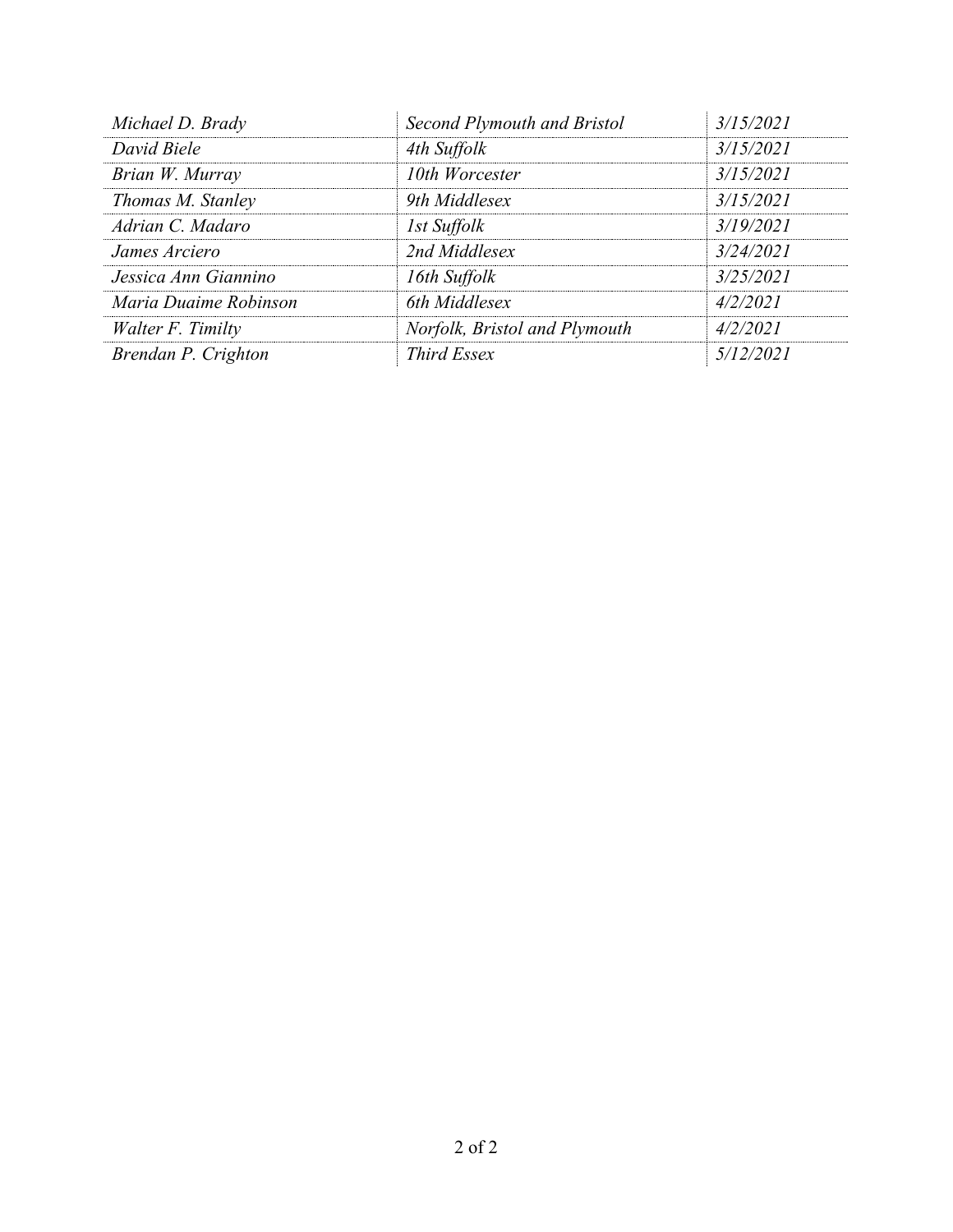| | | |
|---|---|---|
| *Michael D. Brady* | *Second Plymouth and Bristol* | *3/15/2021* |
| *David Biele* | *4th Suffolk* | *3/15/2021* |
| *Brian W. Murray* | *10th Worcester* | *3/15/2021* |
| *Thomas M. Stanley* | *9th Middlesex* | *3/15/2021* |
| *Adrian C. Madaro* | *1st Suffolk* | *3/19/2021* |
| *James Arciero* | *2nd Middlesex* | *3/24/2021* |
| *Jessica Ann Giannino* | *16th Suffolk* | *3/25/2021* |
| *Maria Duaime Robinson* | *6th Middlesex* | *4/2/2021* |
| *Walter F. Timilty* | *Norfolk, Bristol and Plymouth* | *4/2/2021* |
| *Brendan P. Crighton* | *Third Essex* | *5/12/2021* |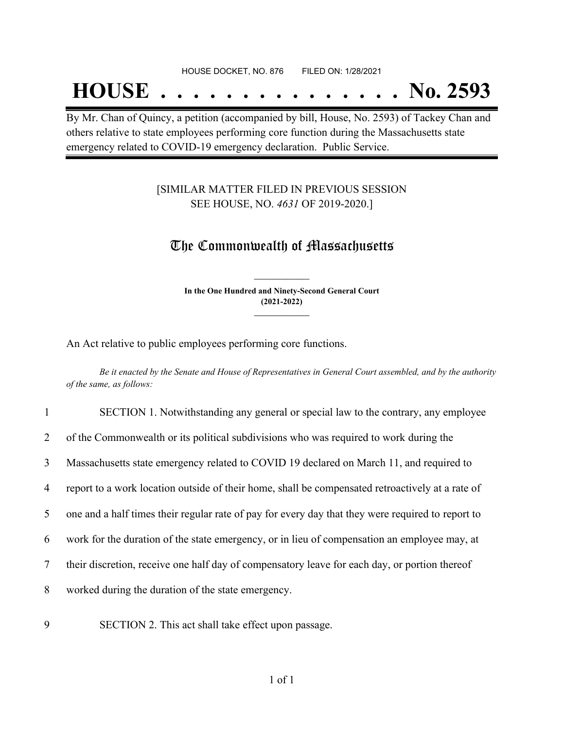HOUSE DOCKET, NO. 876 FILED ON: 1/28/2021

# HOUSE . . . . . . . . . . . . . . . No. 2593

By Mr. Chan of Quincy, a petition (accompanied by bill, House, No. 2593) of Tackey Chan and others relative to state employees performing core function during the Massachusetts state emergency related to COVID-19 emergency declaration. Public Service.

[SIMILAR MATTER FILED IN PREVIOUS SESSION SEE HOUSE, NO. *4631* OF 2019-2020.]

## The Commonwealth of Massachusetts

**In the One Hundred and Ninety-Second General Court (2021-2022)**

An Act relative to public employees performing core functions.

*Be it enacted by the Senate and House of Representatives in General Court assembled, and by the authority of the same, as follows:*

1 SECTION 1. Notwithstanding any general or special law to the contrary, any employee
2 of the Commonwealth or its political subdivisions who was required to work during the
3 Massachusetts state emergency related to COVID 19 declared on March 11, and required to
4 report to a work location outside of their home, shall be compensated retroactively at a rate of
5 one and a half times their regular rate of pay for every day that they were required to report to
6 work for the duration of the state emergency, or in lieu of compensation an employee may, at
7 their discretion, receive one half day of compensatory leave for each day, or portion thereof
8 worked during the duration of the state emergency.

9 SECTION 2. This act shall take effect upon passage.